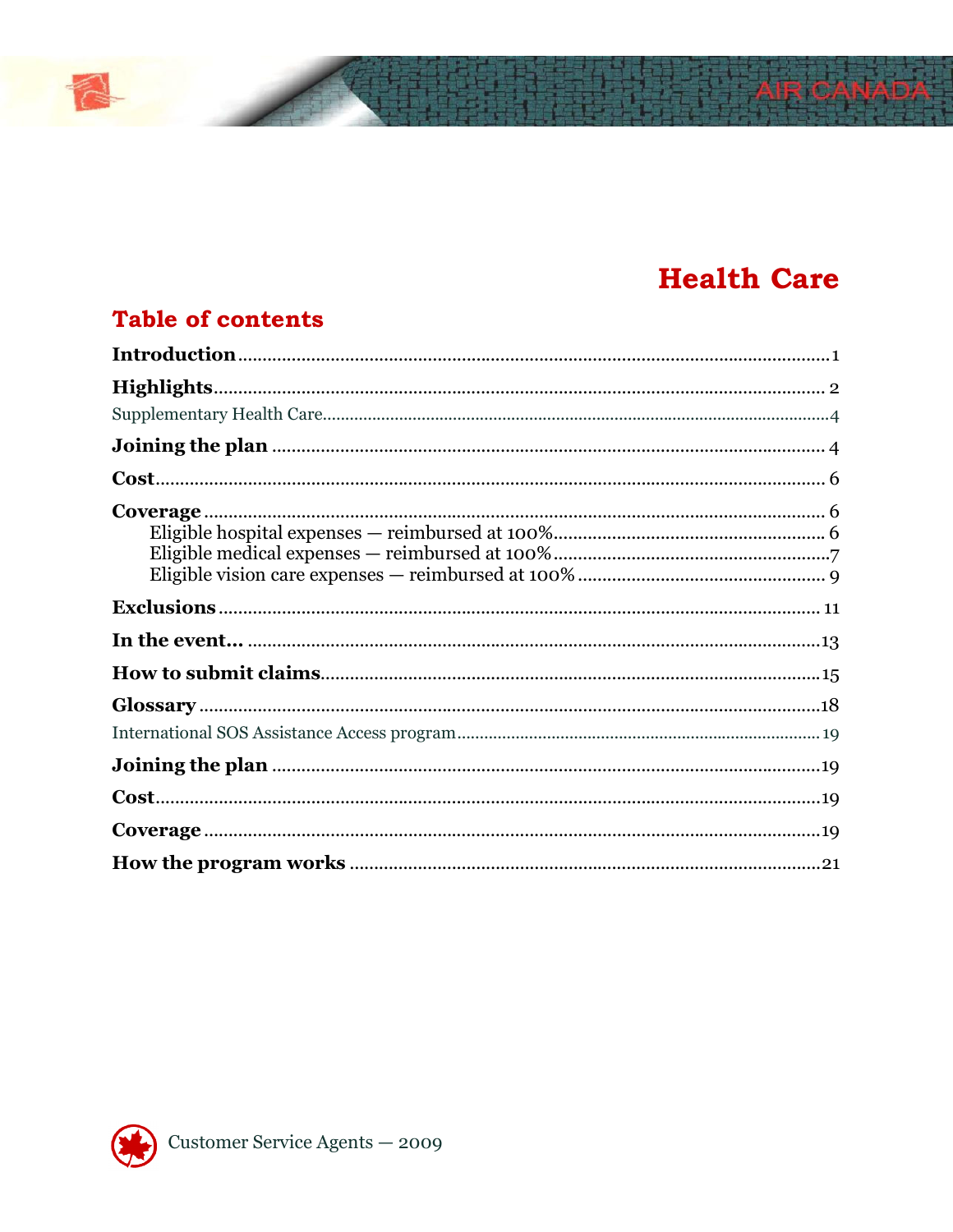# Health Care

## Table of contents

**Introduction** ........................................................................................................ 1

**Highlights** ........................................................................................................ 2

Supplementary Health Care ........................................................................................................ 4

**Joining the plan** ........................................................................................................ 4

**Cost** ........................................................................................................ 6

**Coverage** ........................................................................................................ 6

- Eligible hospital expenses — reimbursed at 100% ........................................................................................................ 6
- Eligible medical expenses — reimbursed at 100% ........................................................................................................ 7
- Eligible vision care expenses — reimbursed at 100% ........................................................................................................ 9

**Exclusions** ........................................................................................................ 11

**In the event...** ........................................................................................................ 13

**How to submit claims** ........................................................................................................ 15

**Glossary** ........................................................................................................ 18

International SOS Assistance Access program ........................................................................................................ 19

**Joining the plan** ........................................................................................................ 19

**Cost** ........................................................................................................ 19

**Coverage** ........................................................................................................ 19

**How the program works** ........................................................................................................ 21

Customer Service Agents — 2009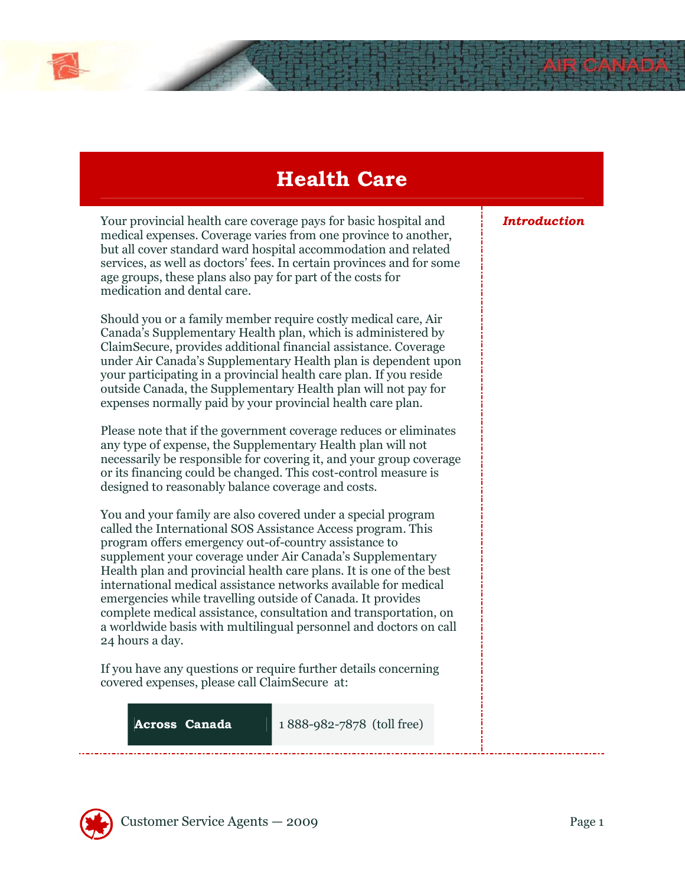# Health Care

*Introduction*

Your provincial health care coverage pays for basic hospital and medical expenses. Coverage varies from one province to another, but all cover standard ward hospital accommodation and related services, as well as doctors' fees. In certain provinces and for some age groups, these plans also pay for part of the costs for medication and dental care.

Should you or a family member require costly medical care, Air Canada's Supplementary Health plan, which is administered by ClaimSecure, provides additional financial assistance. Coverage under Air Canada's Supplementary Health plan is dependent upon your participating in a provincial health care plan. If you reside outside Canada, the Supplementary Health plan will not pay for expenses normally paid by your provincial health care plan.

Please note that if the government coverage reduces or eliminates any type of expense, the Supplementary Health plan will not necessarily be responsible for covering it, and your group coverage or its financing could be changed. This cost-control measure is designed to reasonably balance coverage and costs.

You and your family are also covered under a special program called the International SOS Assistance Access program. This program offers emergency out-of-country assistance to supplement your coverage under Air Canada's Supplementary Health plan and provincial health care plans. It is one of the best international medical assistance networks available for medical emergencies while travelling outside of Canada. It provides complete medical assistance, consultation and transportation, on a worldwide basis with multilingual personnel and doctors on call 24 hours a day.

If you have any questions or require further details concerning covered expenses, please call ClaimSecure at:

| **Across Canada** | 1 888-982-7878 (toll free) |
| --- | --- |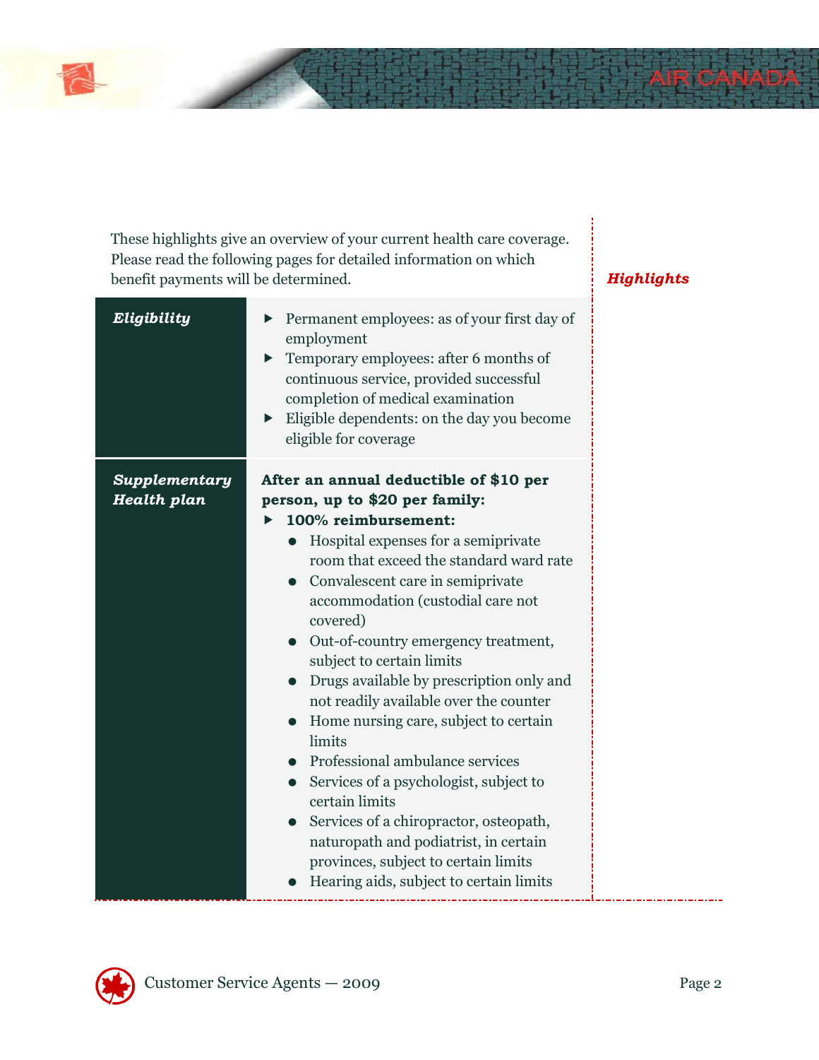*Highlights*

These highlights give an overview of your current health care coverage. Please read the following pages for detailed information on which benefit payments will be determined.

| | |
|---|---|
| ***Eligibility*** | ▸ Permanent employees: as of your first day of employment<br>▸ Temporary employees: after 6 months of continuous service, provided successful completion of medical examination<br>▸ Eligible dependents: on the day you become eligible for coverage |
| ***Supplementary Health plan*** | **After an annual deductible of $10 per person, up to $20 per family:**<br>▸ **100% reimbursement:**<br>● Hospital expenses for a semiprivate room that exceed the standard ward rate<br>● Convalescent care in semiprivate accommodation (custodial care not covered)<br>● Out-of-country emergency treatment, subject to certain limits<br>● Drugs available by prescription only and not readily available over the counter<br>● Home nursing care, subject to certain limits<br>● Professional ambulance services<br>● Services of a psychologist, subject to certain limits<br>● Services of a chiropractor, osteopath, naturopath and podiatrist, in certain provinces, subject to certain limits<br>● Hearing aids, subject to certain limits |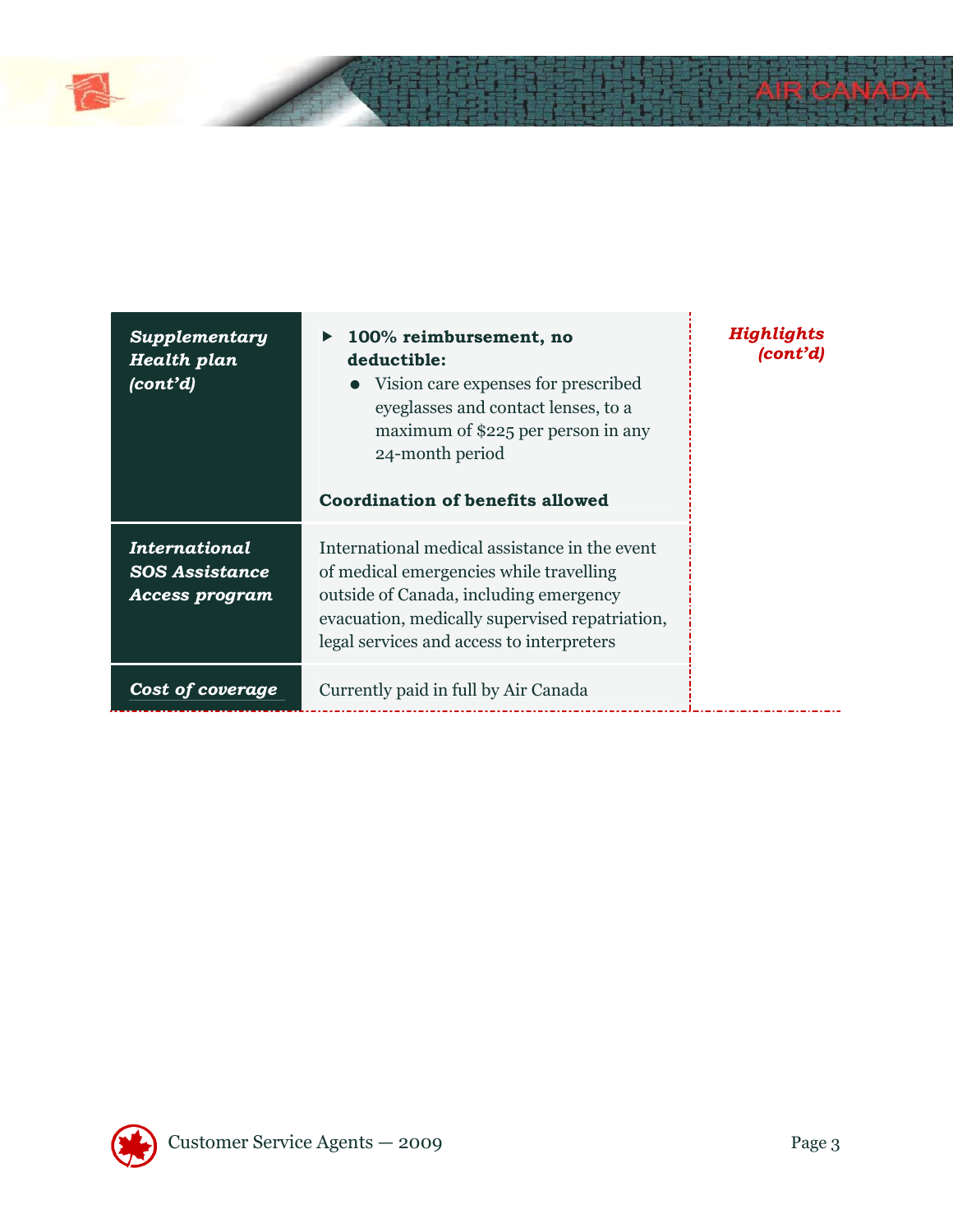*Highlights (cont'd)*

| | |
|---|---|
| ***Supplementary Health plan (cont'd)*** | ▸ **100% reimbursement, no deductible:**<br>• Vision care expenses for prescribed eyeglasses and contact lenses, to a maximum of $225 per person in any 24-month period<br><br>**Coordination of benefits allowed** |
| ***International SOS Assistance Access program*** | International medical assistance in the event of medical emergencies while travelling outside of Canada, including emergency evacuation, medically supervised repatriation, legal services and access to interpreters |
| ***Cost of coverage*** | Currently paid in full by Air Canada |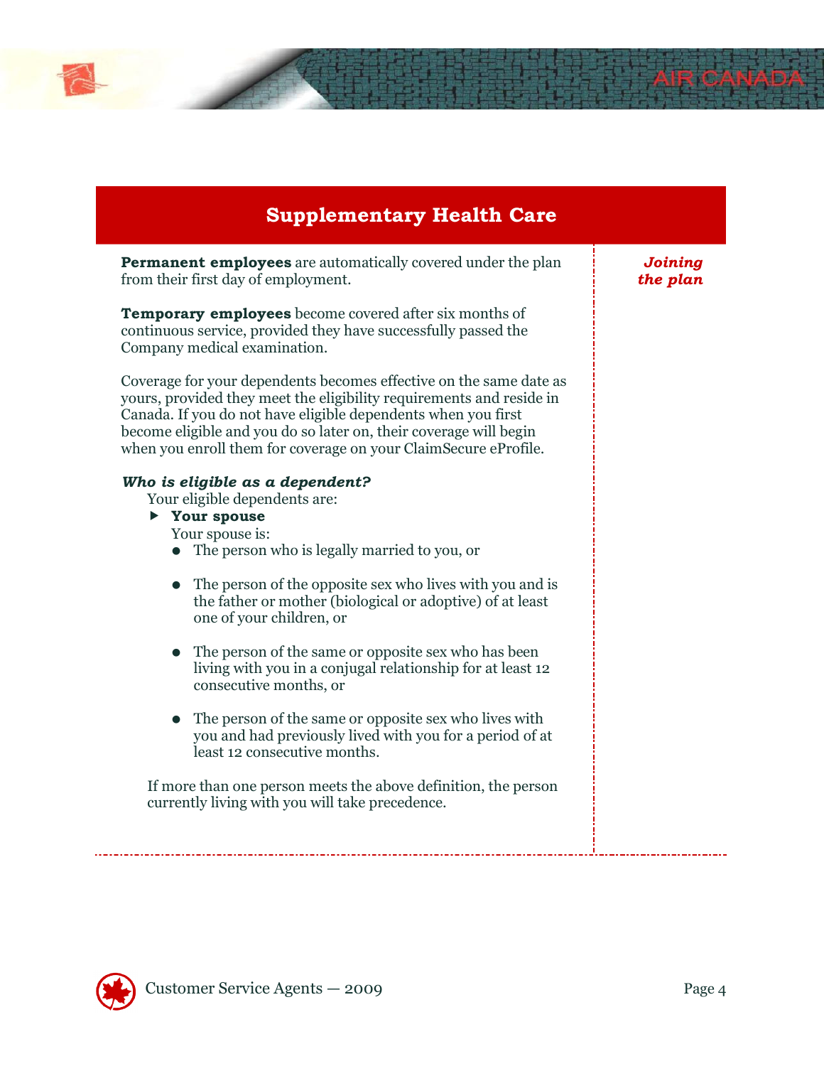## Supplementary Health Care

***Joining the plan***

**Permanent employees** are automatically covered under the plan from their first day of employment.

**Temporary employees** become covered after six months of continuous service, provided they have successfully passed the Company medical examination.

Coverage for your dependents becomes effective on the same date as yours, provided they meet the eligibility requirements and reside in Canada. If you do not have eligible dependents when you first become eligible and you do so later on, their coverage will begin when you enroll them for coverage on your ClaimSecure eProfile.

***Who is eligible as a dependent?***

Your eligible dependents are:

- **Your spouse**

  Your spouse is:
  - The person who is legally married to you, or
  - The person of the opposite sex who lives with you and is the father or mother (biological or adoptive) of at least one of your children, or
  - The person of the same or opposite sex who has been living with you in a conjugal relationship for at least 12 consecutive months, or
  - The person of the same or opposite sex who lives with you and had previously lived with you for a period of at least 12 consecutive months.

If more than one person meets the above definition, the person currently living with you will take precedence.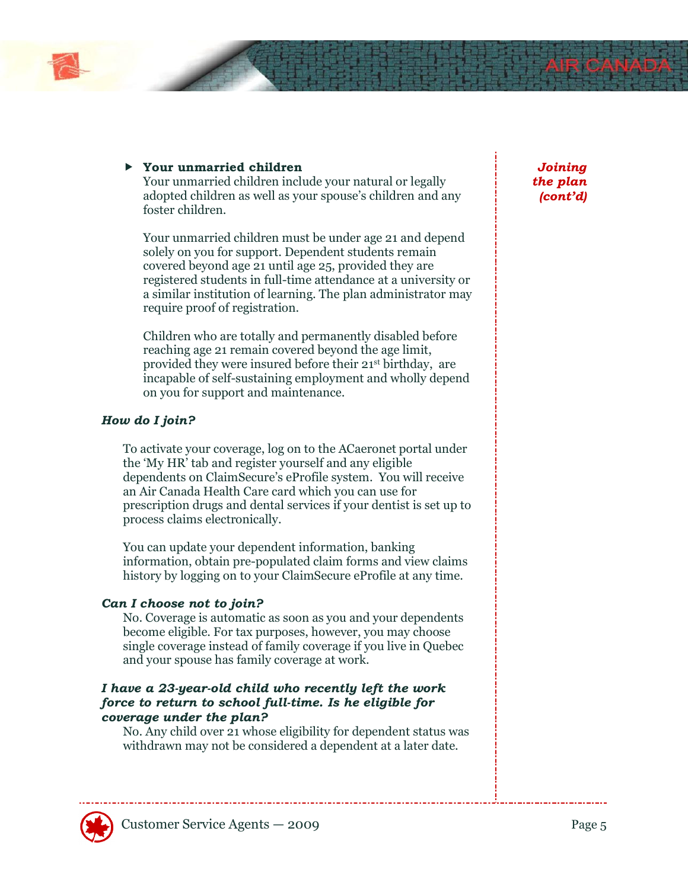**Joining the plan (cont'd)**

- **Your unmarried children**

  Your unmarried children include your natural or legally adopted children as well as your spouse's children and any foster children.

  Your unmarried children must be under age 21 and depend solely on you for support. Dependent students remain covered beyond age 21 until age 25, provided they are registered students in full-time attendance at a university or a similar institution of learning. The plan administrator may require proof of registration.

  Children who are totally and permanently disabled before reaching age 21 remain covered beyond the age limit, provided they were insured before their 21st birthday, are incapable of self-sustaining employment and wholly depend on you for support and maintenance.

### *How do I join?*

To activate your coverage, log on to the ACaeronet portal under the 'My HR' tab and register yourself and any eligible dependents on ClaimSecure's eProfile system. You will receive an Air Canada Health Care card which you can use for prescription drugs and dental services if your dentist is set up to process claims electronically.

You can update your dependent information, banking information, obtain pre-populated claim forms and view claims history by logging on to your ClaimSecure eProfile at any time.

### *Can I choose not to join?*

No. Coverage is automatic as soon as you and your dependents become eligible. For tax purposes, however, you may choose single coverage instead of family coverage if you live in Quebec and your spouse has family coverage at work.

### *I have a 23-year-old child who recently left the work force to return to school full-time. Is he eligible for coverage under the plan?*

No. Any child over 21 whose eligibility for dependent status was withdrawn may not be considered a dependent at a later date.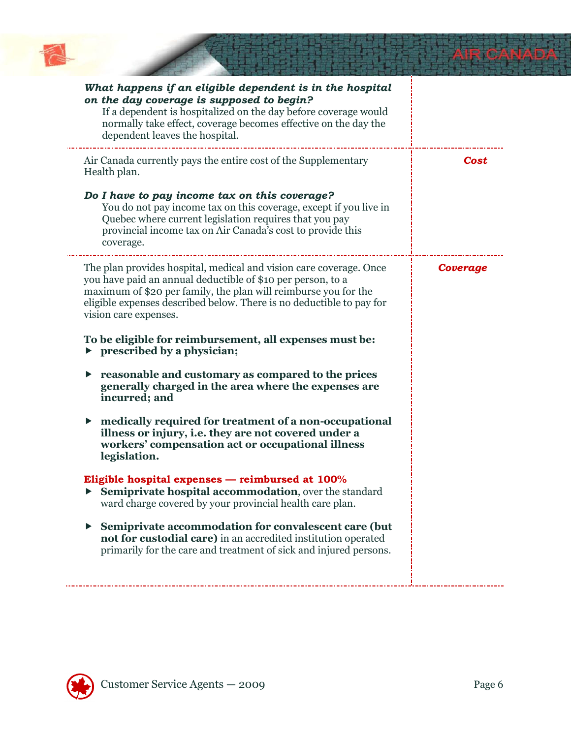***What happens if an eligible dependent is in the hospital on the day coverage is supposed to begin?***

If a dependent is hospitalized on the day before coverage would normally take effect, coverage becomes effective on the day the dependent leaves the hospital.

## *Cost*

Air Canada currently pays the entire cost of the Supplementary Health plan.

***Do I have to pay income tax on this coverage?***

You do not pay income tax on this coverage, except if you live in Quebec where current legislation requires that you pay provincial income tax on Air Canada's cost to provide this coverage.

## *Coverage*

The plan provides hospital, medical and vision care coverage. Once you have paid an annual deductible of $10 per person, to a maximum of $20 per family, the plan will reimburse you for the eligible expenses described below. There is no deductible to pay for vision care expenses.

**To be eligible for reimbursement, all expenses must be:**

- **prescribed by a physician;**
- **reasonable and customary as compared to the prices generally charged in the area where the expenses are incurred; and**
- **medically required for treatment of a non-occupational illness or injury, i.e. they are not covered under a workers' compensation act or occupational illness legislation.**

**Eligible hospital expenses — reimbursed at 100%**

- **Semiprivate hospital accommodation**, over the standard ward charge covered by your provincial health care plan.
- **Semiprivate accommodation for convalescent care (but not for custodial care)** in an accredited institution operated primarily for the care and treatment of sick and injured persons.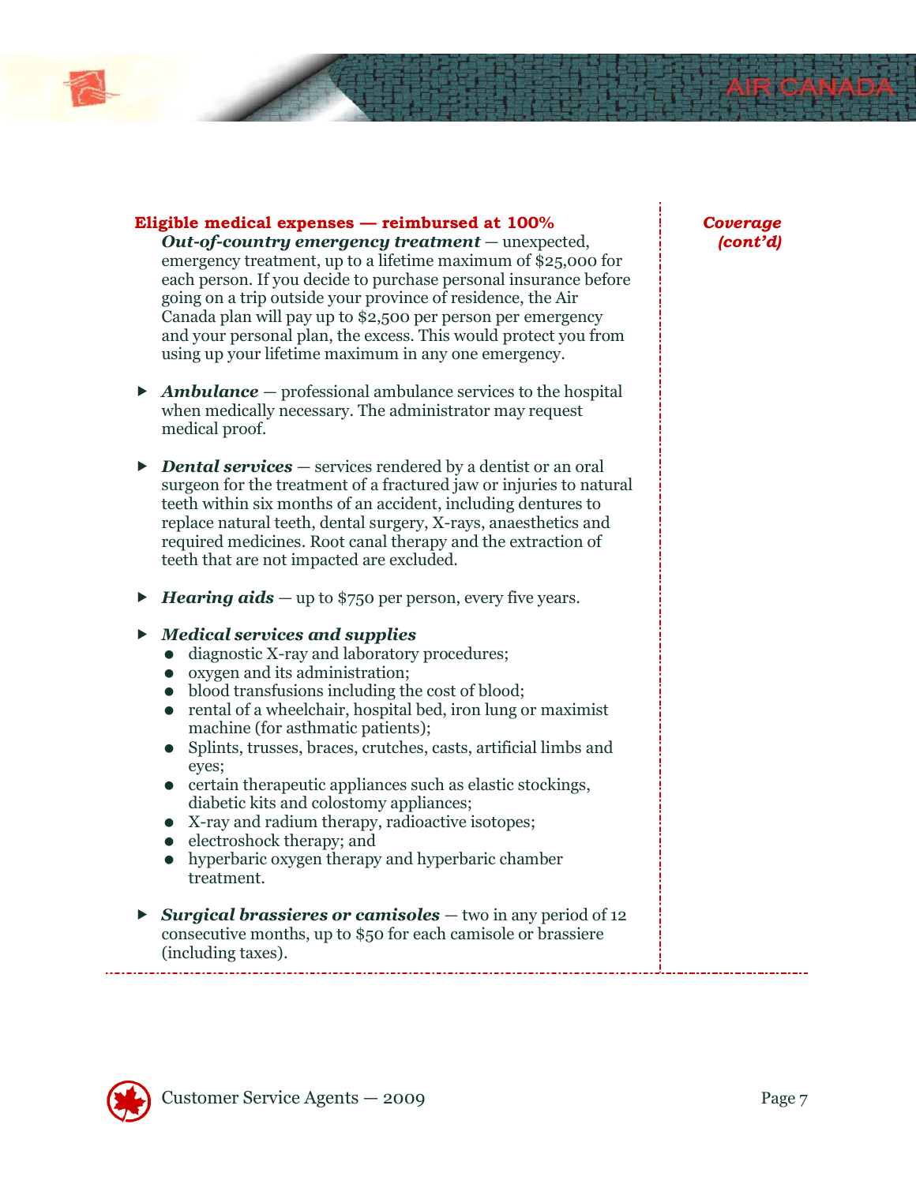*Coverage (cont'd)*

**Eligible medical expenses — reimbursed at 100%**

***Out-of-country emergency treatment*** — unexpected, emergency treatment, up to a lifetime maximum of $25,000 for each person. If you decide to purchase personal insurance before going on a trip outside your province of residence, the Air Canada plan will pay up to $2,500 per person per emergency and your personal plan, the excess. This would protect you from using up your lifetime maximum in any one emergency.

- ***Ambulance*** — professional ambulance services to the hospital when medically necessary. The administrator may request medical proof.

- ***Dental services*** — services rendered by a dentist or an oral surgeon for the treatment of a fractured jaw or injuries to natural teeth within six months of an accident, including dentures to replace natural teeth, dental surgery, X-rays, anaesthetics and required medicines. Root canal therapy and the extraction of teeth that are not impacted are excluded.

- ***Hearing aids*** — up to $750 per person, every five years.

- ***Medical services and supplies***
  - diagnostic X-ray and laboratory procedures;
  - oxygen and its administration;
  - blood transfusions including the cost of blood;
  - rental of a wheelchair, hospital bed, iron lung or maximist machine (for asthmatic patients);
  - Splints, trusses, braces, crutches, casts, artificial limbs and eyes;
  - certain therapeutic appliances such as elastic stockings, diabetic kits and colostomy appliances;
  - X-ray and radium therapy, radioactive isotopes;
  - electroshock therapy; and
  - hyperbaric oxygen therapy and hyperbaric chamber treatment.

- ***Surgical brassieres or camisoles*** — two in any period of 12 consecutive months, up to $50 for each camisole or brassiere (including taxes).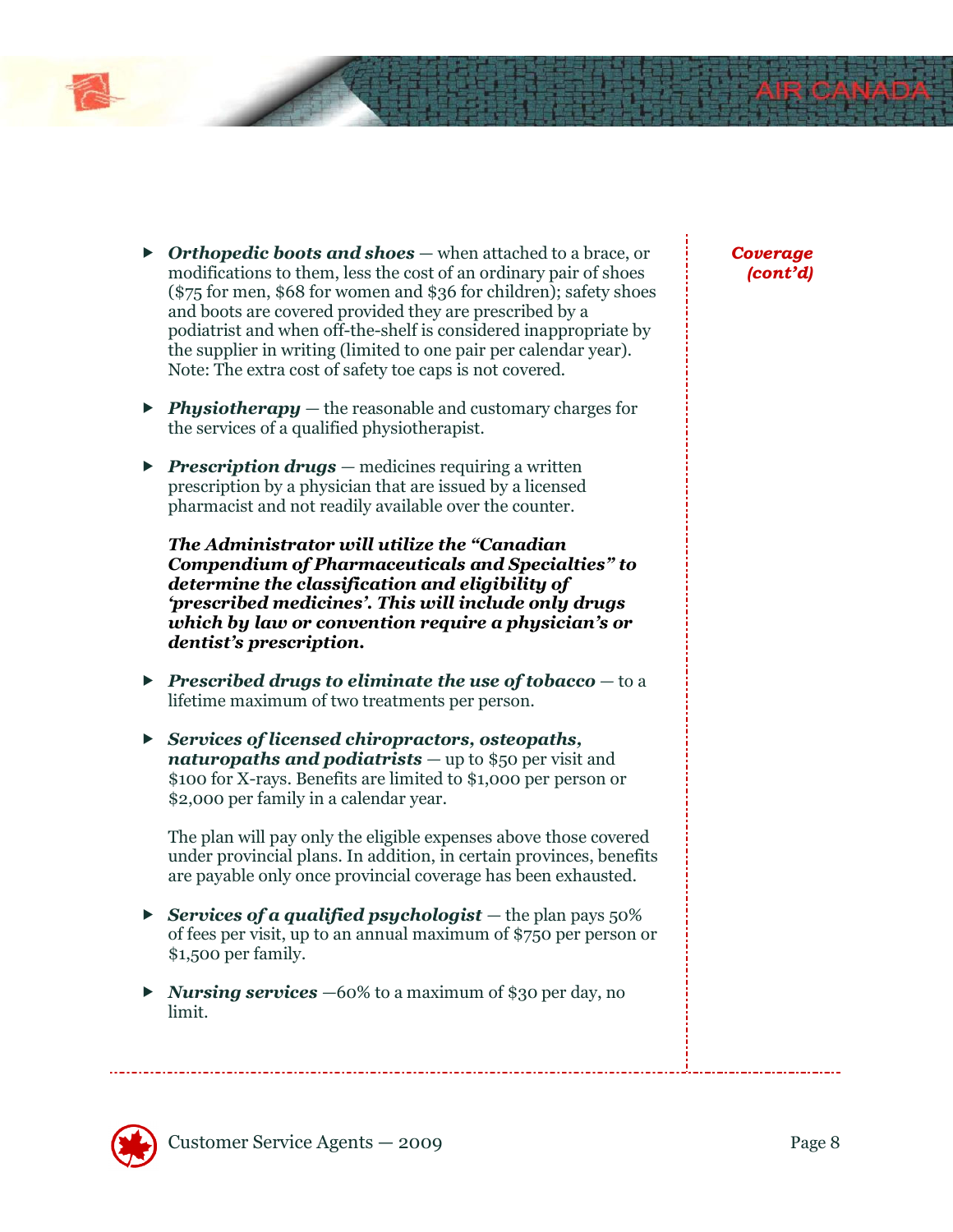*Coverage (cont'd)*

- ***Orthopedic boots and shoes*** — when attached to a brace, or modifications to them, less the cost of an ordinary pair of shoes ($75 for men, $68 for women and $36 for children); safety shoes and boots are covered provided they are prescribed by a podiatrist and when off-the-shelf is considered inappropriate by the supplier in writing (limited to one pair per calendar year). Note: The extra cost of safety toe caps is not covered.

- ***Physiotherapy*** — the reasonable and customary charges for the services of a qualified physiotherapist.

- ***Prescription drugs*** — medicines requiring a written prescription by a physician that are issued by a licensed pharmacist and not readily available over the counter.

  ***The Administrator will utilize the "Canadian Compendium of Pharmaceuticals and Specialties" to determine the classification and eligibility of 'prescribed medicines'. This will include only drugs which by law or convention require a physician's or dentist's prescription.***

- ***Prescribed drugs to eliminate the use of tobacco*** — to a lifetime maximum of two treatments per person.

- ***Services of licensed chiropractors, osteopaths, naturopaths and podiatrists*** — up to $50 per visit and $100 for X-rays. Benefits are limited to $1,000 per person or $2,000 per family in a calendar year.

  The plan will pay only the eligible expenses above those covered under provincial plans. In addition, in certain provinces, benefits are payable only once provincial coverage has been exhausted.

- ***Services of a qualified psychologist*** — the plan pays 50% of fees per visit, up to an annual maximum of $750 per person or $1,500 per family.

- ***Nursing services*** —60% to a maximum of $30 per day, no limit.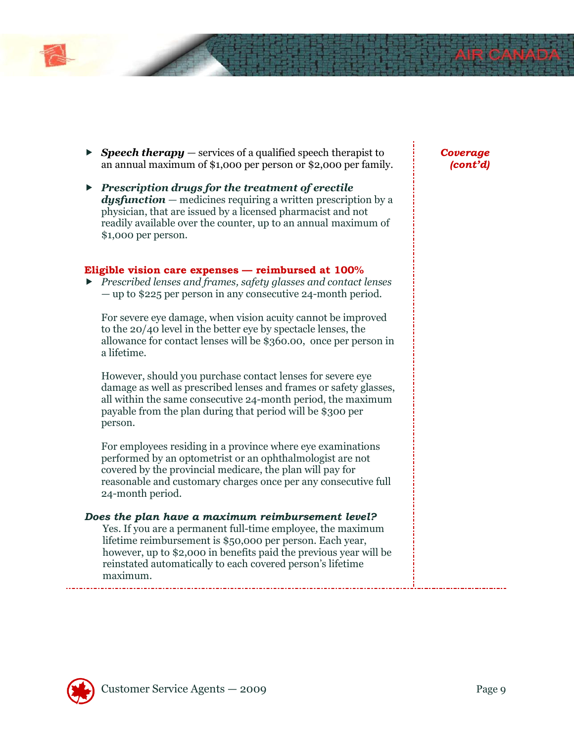*Coverage (cont'd)*

- ***Speech therapy*** — services of a qualified speech therapist to an annual maximum of $1,000 per person or $2,000 per family.

- ***Prescription drugs for the treatment of erectile dysfunction*** — medicines requiring a written prescription by a physician, that are issued by a licensed pharmacist and not readily available over the counter, up to an annual maximum of $1,000 per person.

**Eligible vision care expenses — reimbursed at 100%**

- *Prescribed lenses and frames, safety glasses and contact lenses* — up to $225 per person in any consecutive 24-month period.

  For severe eye damage, when vision acuity cannot be improved to the 20/40 level in the better eye by spectacle lenses, the allowance for contact lenses will be $360.00, once per person in a lifetime.

  However, should you purchase contact lenses for severe eye damage as well as prescribed lenses and frames or safety glasses, all within the same consecutive 24-month period, the maximum payable from the plan during that period will be $300 per person.

  For employees residing in a province where eye examinations performed by an optometrist or an ophthalmologist are not covered by the provincial medicare, the plan will pay for reasonable and customary charges once per any consecutive full 24-month period.

***Does the plan have a maximum reimbursement level?***

Yes. If you are a permanent full-time employee, the maximum lifetime reimbursement is $50,000 per person. Each year, however, up to $2,000 in benefits paid the previous year will be reinstated automatically to each covered person's lifetime maximum.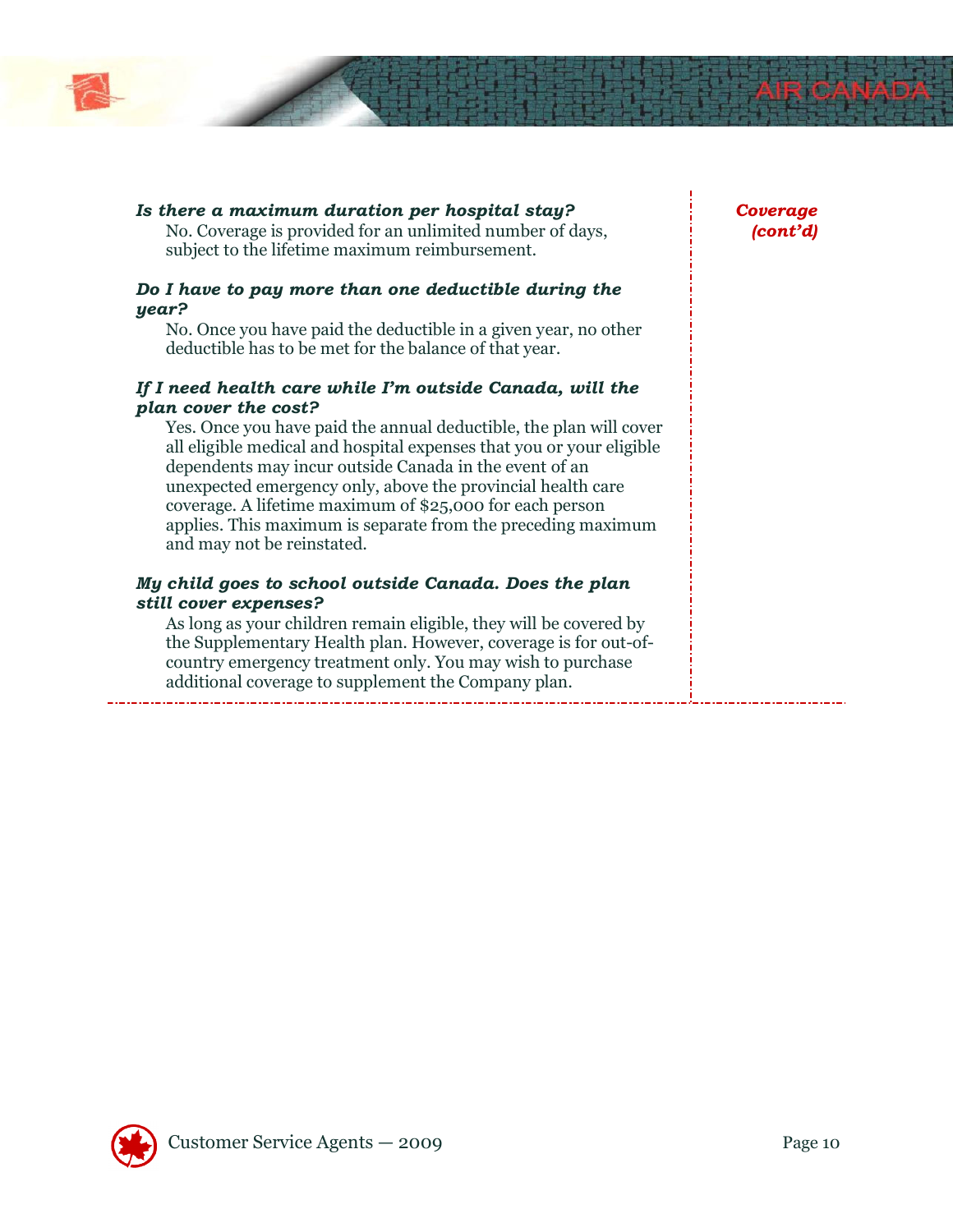*Coverage (cont'd)*

***Is there a maximum duration per hospital stay?***

No. Coverage is provided for an unlimited number of days, subject to the lifetime maximum reimbursement.

***Do I have to pay more than one deductible during the year?***

No. Once you have paid the deductible in a given year, no other deductible has to be met for the balance of that year.

***If I need health care while I'm outside Canada, will the plan cover the cost?***

Yes. Once you have paid the annual deductible, the plan will cover all eligible medical and hospital expenses that you or your eligible dependents may incur outside Canada in the event of an unexpected emergency only, above the provincial health care coverage. A lifetime maximum of $25,000 for each person applies. This maximum is separate from the preceding maximum and may not be reinstated.

***My child goes to school outside Canada. Does the plan still cover expenses?***

As long as your children remain eligible, they will be covered by the Supplementary Health plan. However, coverage is for out-of-country emergency treatment only. You may wish to purchase additional coverage to supplement the Company plan.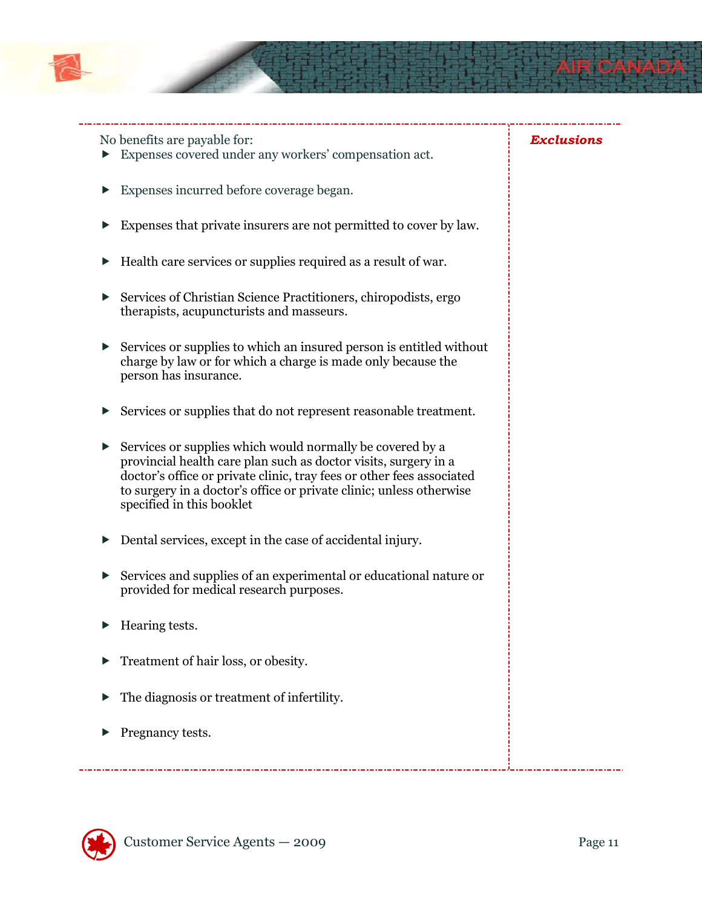### *Exclusions*

No benefits are payable for:

- Expenses covered under any workers' compensation act.
- Expenses incurred before coverage began.
- Expenses that private insurers are not permitted to cover by law.
- Health care services or supplies required as a result of war.
- Services of Christian Science Practitioners, chiropodists, ergo therapists, acupuncturists and masseurs.
- Services or supplies to which an insured person is entitled without charge by law or for which a charge is made only because the person has insurance.
- Services or supplies that do not represent reasonable treatment.
- Services or supplies which would normally be covered by a provincial health care plan such as doctor visits, surgery in a doctor's office or private clinic, tray fees or other fees associated to surgery in a doctor's office or private clinic; unless otherwise specified in this booklet
- Dental services, except in the case of accidental injury.
- Services and supplies of an experimental or educational nature or provided for medical research purposes.
- Hearing tests.
- Treatment of hair loss, or obesity.
- The diagnosis or treatment of infertility.
- Pregnancy tests.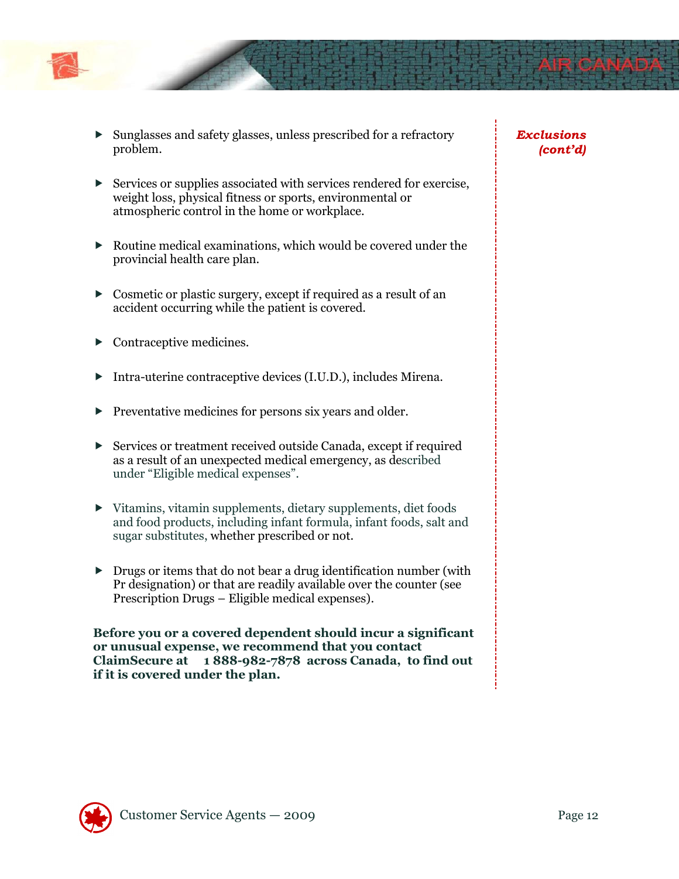*Exclusions (cont'd)*

- Sunglasses and safety glasses, unless prescribed for a refractory problem.
- Services or supplies associated with services rendered for exercise, weight loss, physical fitness or sports, environmental or atmospheric control in the home or workplace.
- Routine medical examinations, which would be covered under the provincial health care plan.
- Cosmetic or plastic surgery, except if required as a result of an accident occurring while the patient is covered.
- Contraceptive medicines.
- Intra-uterine contraceptive devices (I.U.D.), includes Mirena.
- Preventative medicines for persons six years and older.
- Services or treatment received outside Canada, except if required as a result of an unexpected medical emergency, as described under "Eligible medical expenses".
- Vitamins, vitamin supplements, dietary supplements, diet foods and food products, including infant formula, infant foods, salt and sugar substitutes, whether prescribed or not.
- Drugs or items that do not bear a drug identification number (with Pr designation) or that are readily available over the counter (see Prescription Drugs – Eligible medical expenses).

**Before you or a covered dependent should incur a significant or unusual expense, we recommend that you contact ClaimSecure at 1 888-982-7878 across Canada, to find out if it is covered under the plan.**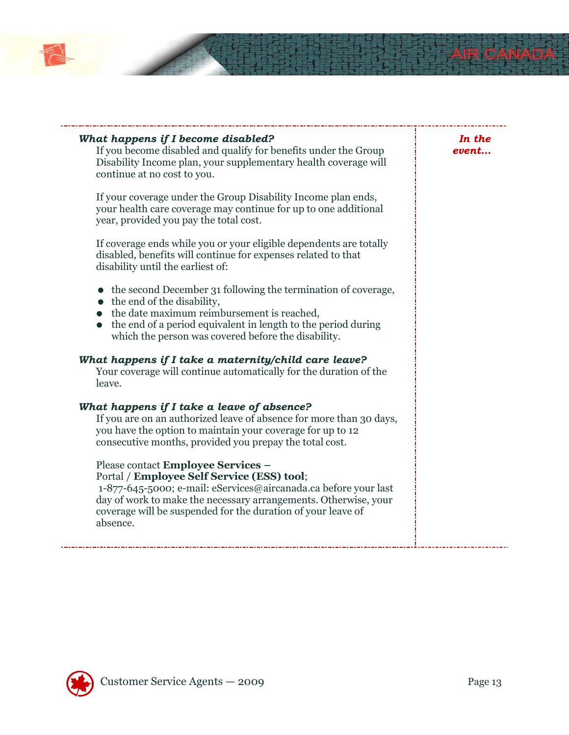*In the event…*

### *What happens if I become disabled?*

If you become disabled and qualify for benefits under the Group Disability Income plan, your supplementary health coverage will continue at no cost to you.

If your coverage under the Group Disability Income plan ends, your health care coverage may continue for up to one additional year, provided you pay the total cost.

If coverage ends while you or your eligible dependents are totally disabled, benefits will continue for expenses related to that disability until the earliest of:

- the second December 31 following the termination of coverage,
- the end of the disability,
- the date maximum reimbursement is reached,
- the end of a period equivalent in length to the period during which the person was covered before the disability.

### *What happens if I take a maternity/child care leave?*

Your coverage will continue automatically for the duration of the leave.

### *What happens if I take a leave of absence?*

If you are on an authorized leave of absence for more than 30 days, you have the option to maintain your coverage for up to 12 consecutive months, provided you prepay the total cost.

Please contact **Employee Services –** Portal / **Employee Self Service (ESS) tool**; 1-877-645-5000; e-mail: eServices@aircanada.ca before your last day of work to make the necessary arrangements. Otherwise, your coverage will be suspended for the duration of your leave of absence.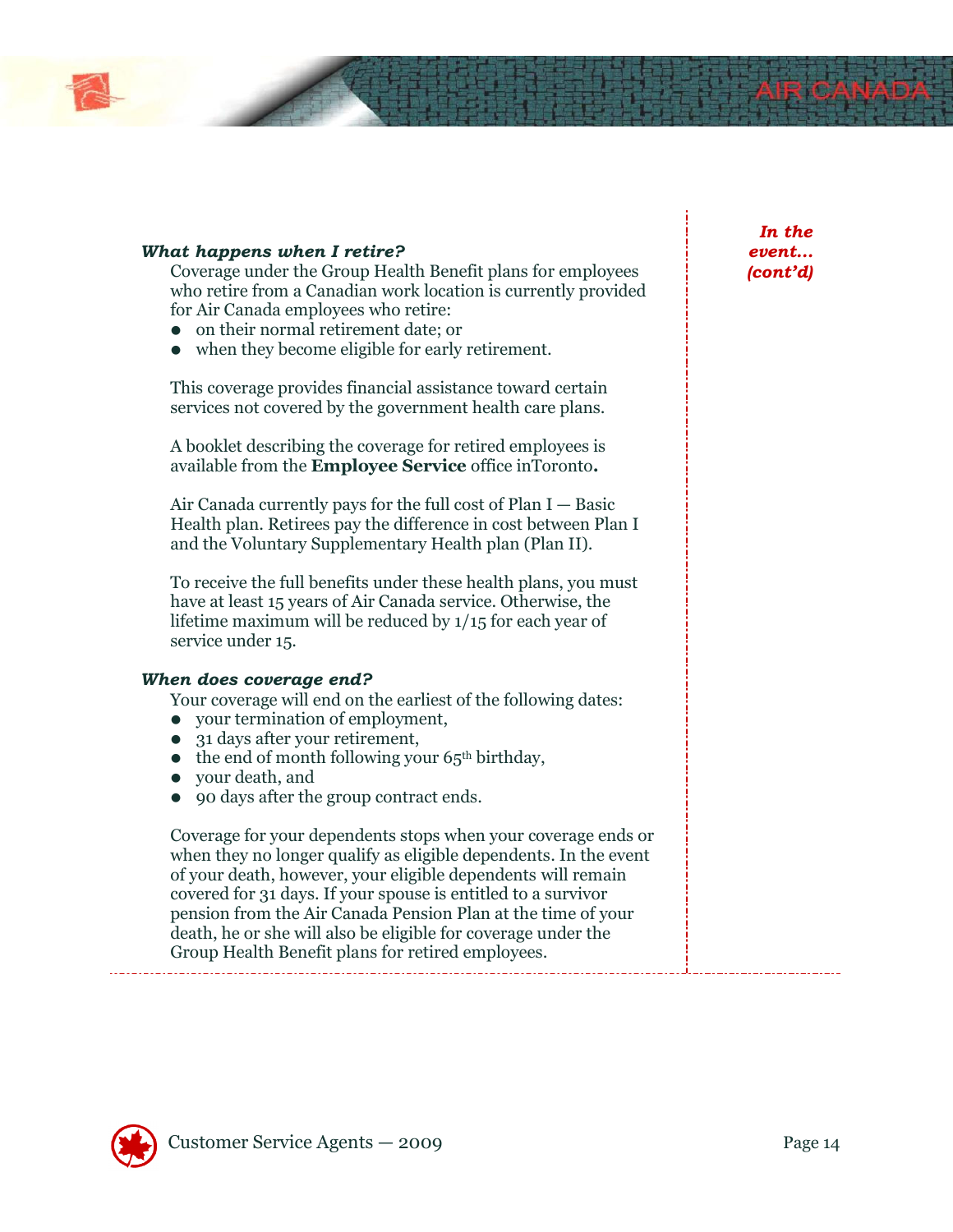*In the event... (cont'd)*

### *What happens when I retire?*

Coverage under the Group Health Benefit plans for employees who retire from a Canadian work location is currently provided for Air Canada employees who retire:

- on their normal retirement date; or
- when they become eligible for early retirement.

This coverage provides financial assistance toward certain services not covered by the government health care plans.

A booklet describing the coverage for retired employees is available from the **Employee Service** office inToronto**.**

Air Canada currently pays for the full cost of Plan I — Basic Health plan. Retirees pay the difference in cost between Plan I and the Voluntary Supplementary Health plan (Plan II).

To receive the full benefits under these health plans, you must have at least 15 years of Air Canada service. Otherwise, the lifetime maximum will be reduced by 1/15 for each year of service under 15.

### *When does coverage end?*

Your coverage will end on the earliest of the following dates:

- your termination of employment,
- 31 days after your retirement,
- the end of month following your 65th birthday,
- your death, and
- 90 days after the group contract ends.

Coverage for your dependents stops when your coverage ends or when they no longer qualify as eligible dependents. In the event of your death, however, your eligible dependents will remain covered for 31 days. If your spouse is entitled to a survivor pension from the Air Canada Pension Plan at the time of your death, he or she will also be eligible for coverage under the Group Health Benefit plans for retired employees.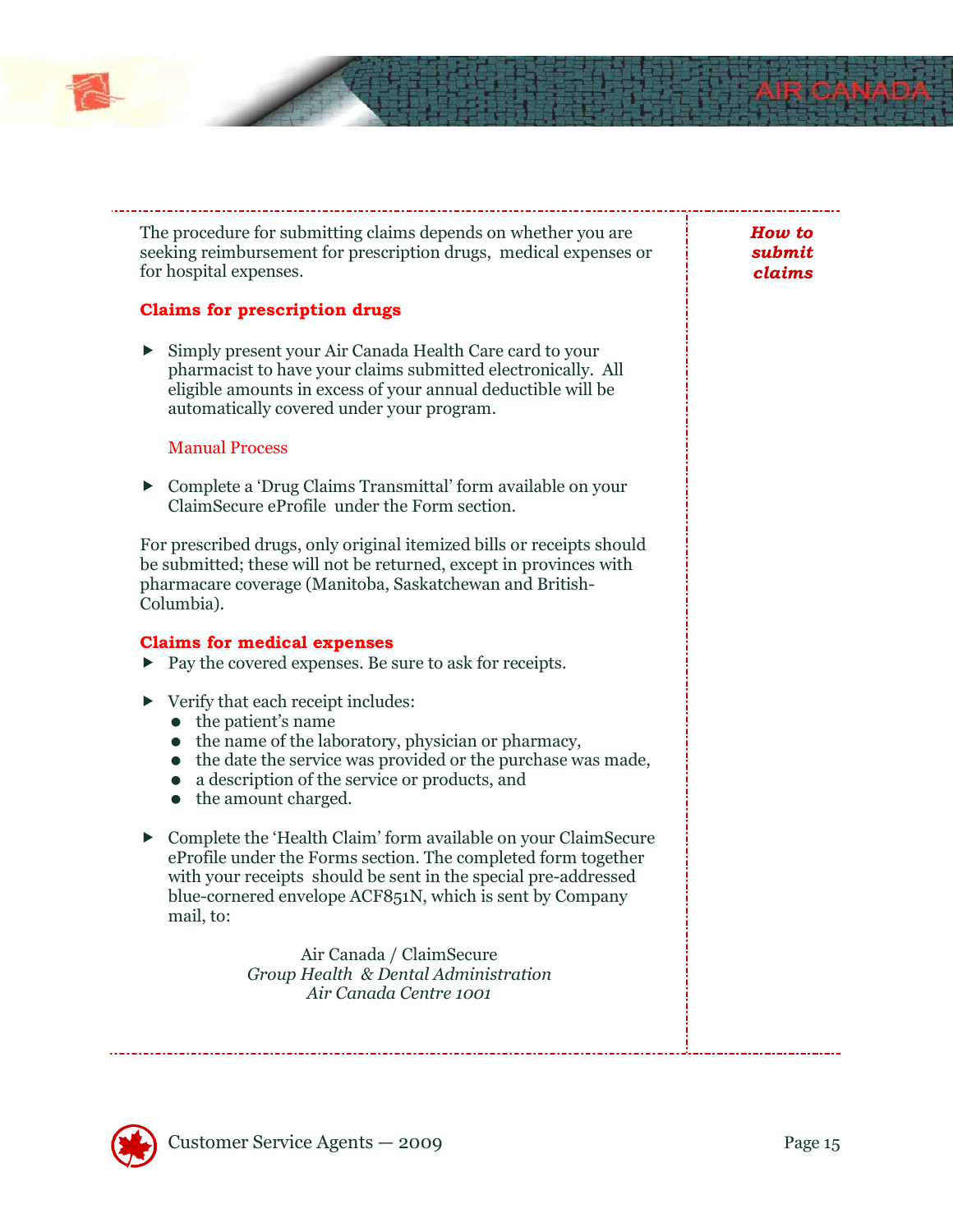*How to submit claims*

The procedure for submitting claims depends on whether you are seeking reimbursement for prescription drugs, medical expenses or for hospital expenses.

## Claims for prescription drugs

- Simply present your Air Canada Health Care card to your pharmacist to have your claims submitted electronically. All eligible amounts in excess of your annual deductible will be automatically covered under your program.

  Manual Process

- Complete a 'Drug Claims Transmittal' form available on your ClaimSecure eProfile under the Form section.

For prescribed drugs, only original itemized bills or receipts should be submitted; these will not be returned, except in provinces with pharmacare coverage (Manitoba, Saskatchewan and British-Columbia).

## Claims for medical expenses

- Pay the covered expenses. Be sure to ask for receipts.
- Verify that each receipt includes:
  - the patient's name
  - the name of the laboratory, physician or pharmacy,
  - the date the service was provided or the purchase was made,
  - a description of the service or products, and
  - the amount charged.
- Complete the 'Health Claim' form available on your ClaimSecure eProfile under the Forms section. The completed form together with your receipts should be sent in the special pre-addressed blue-cornered envelope ACF851N, which is sent by Company mail, to:

Air Canada / ClaimSecure
*Group Health & Dental Administration*
*Air Canada Centre 1001*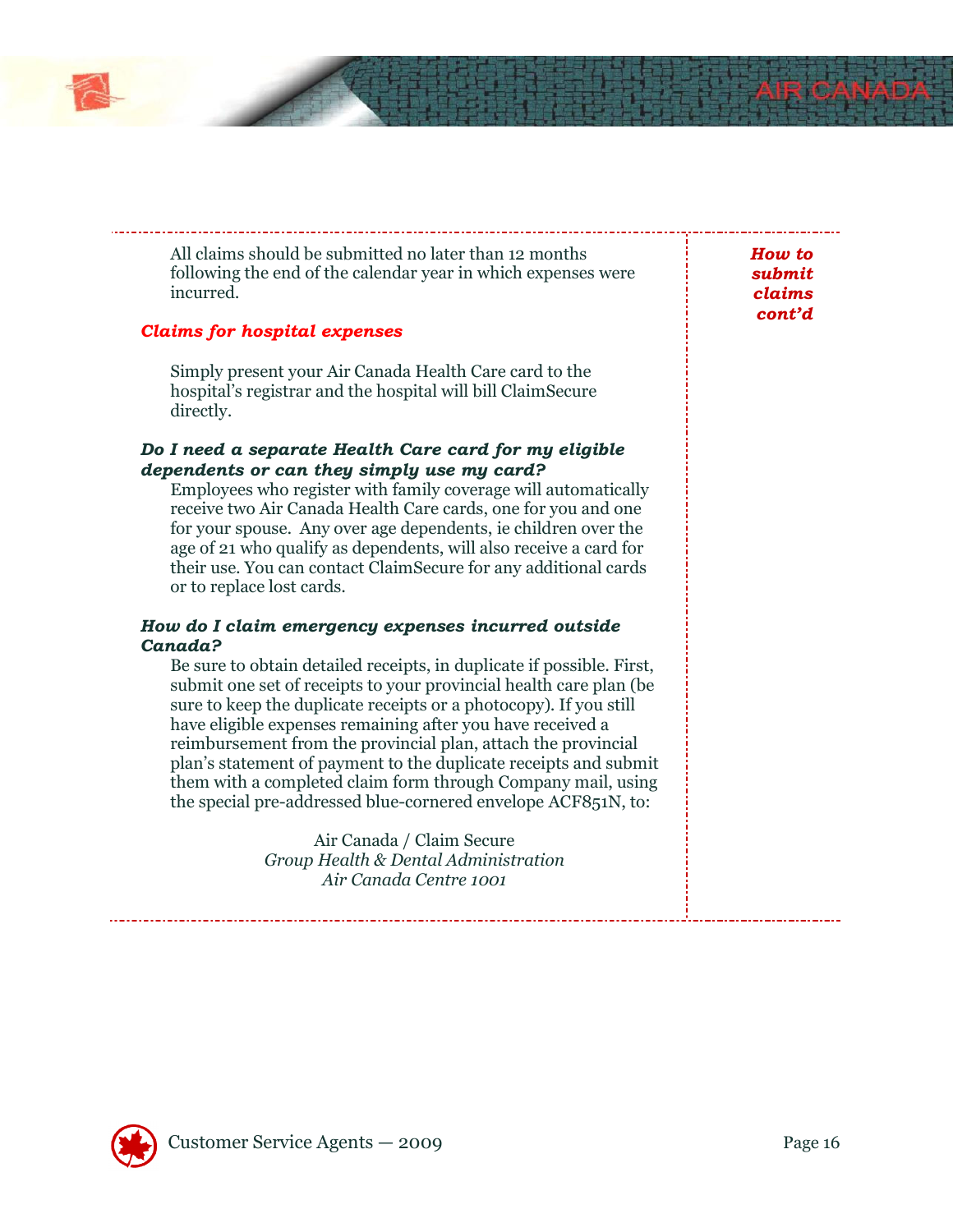*How to submit claims cont'd*

All claims should be submitted no later than 12 months following the end of the calendar year in which expenses were incurred.

***Claims for hospital expenses***

Simply present your Air Canada Health Care card to the hospital's registrar and the hospital will bill ClaimSecure directly.

***Do I need a separate Health Care card for my eligible dependents or can they simply use my card?***

Employees who register with family coverage will automatically receive two Air Canada Health Care cards, one for you and one for your spouse. Any over age dependents, ie children over the age of 21 who qualify as dependents, will also receive a card for their use. You can contact ClaimSecure for any additional cards or to replace lost cards.

***How do I claim emergency expenses incurred outside Canada?***

Be sure to obtain detailed receipts, in duplicate if possible. First, submit one set of receipts to your provincial health care plan (be sure to keep the duplicate receipts or a photocopy). If you still have eligible expenses remaining after you have received a reimbursement from the provincial plan, attach the provincial plan's statement of payment to the duplicate receipts and submit them with a completed claim form through Company mail, using the special pre-addressed blue-cornered envelope ACF851N, to:

Air Canada / Claim Secure
*Group Health & Dental Administration*
*Air Canada Centre 1001*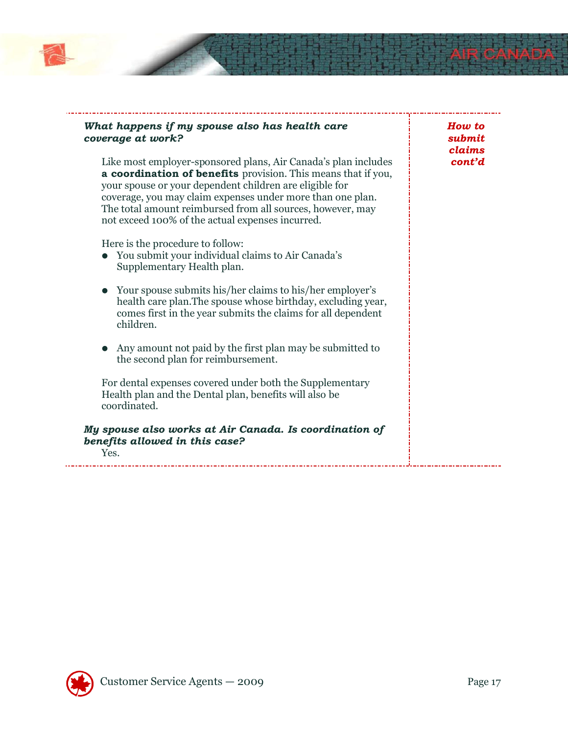***How to submit claims cont'd***

***What happens if my spouse also has health care coverage at work?***

Like most employer-sponsored plans, Air Canada's plan includes **a coordination of benefits** provision. This means that if you, your spouse or your dependent children are eligible for coverage, you may claim expenses under more than one plan. The total amount reimbursed from all sources, however, may not exceed 100% of the actual expenses incurred.

Here is the procedure to follow:

- You submit your individual claims to Air Canada's Supplementary Health plan.
- Your spouse submits his/her claims to his/her employer's health care plan.The spouse whose birthday, excluding year, comes first in the year submits the claims for all dependent children.
- Any amount not paid by the first plan may be submitted to the second plan for reimbursement.

For dental expenses covered under both the Supplementary Health plan and the Dental plan, benefits will also be coordinated.

***My spouse also works at Air Canada. Is coordination of benefits allowed in this case?***

Yes.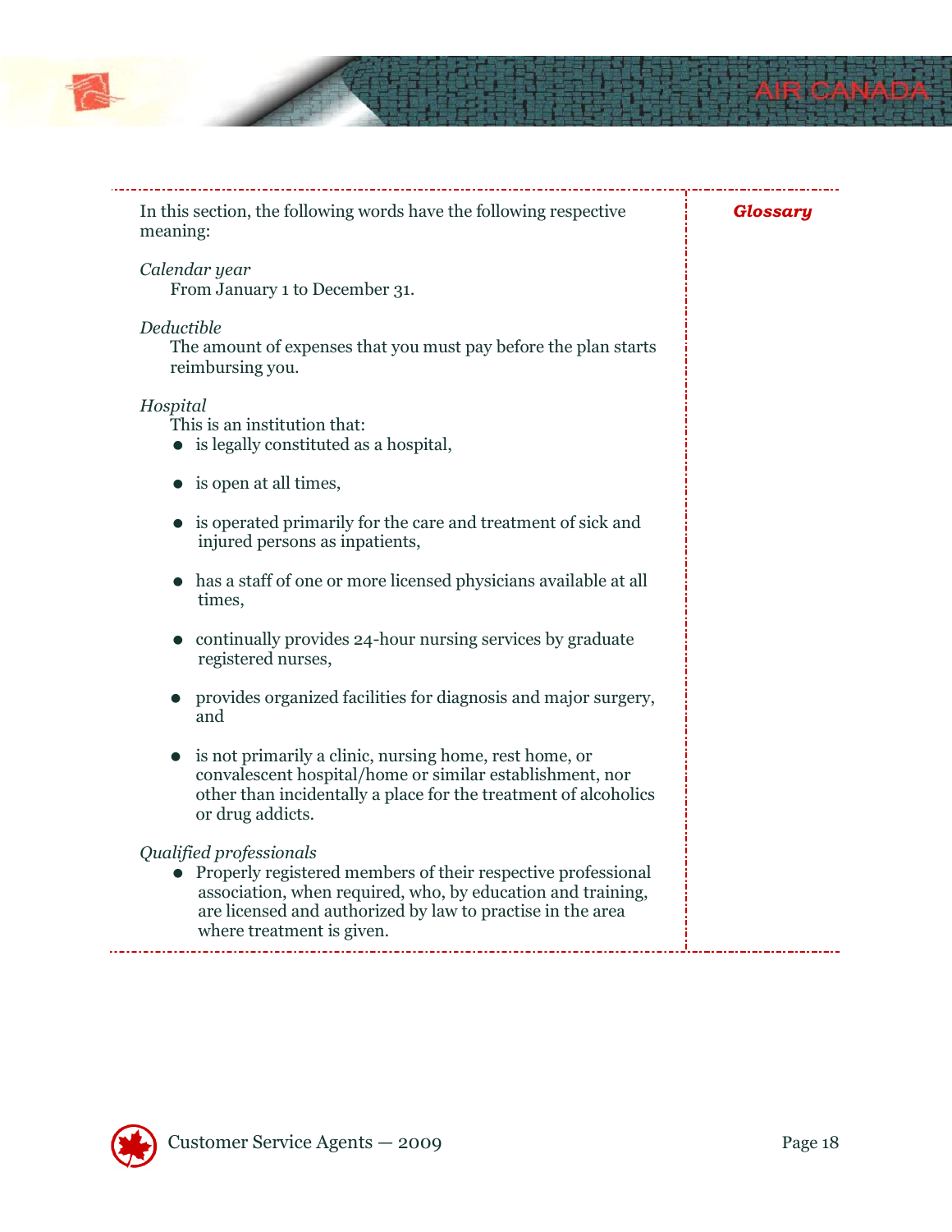## Glossary

In this section, the following words have the following respective meaning:

*Calendar year*

From January 1 to December 31.

*Deductible*

The amount of expenses that you must pay before the plan starts reimbursing you.

*Hospital*

This is an institution that:

- is legally constituted as a hospital,
- is open at all times,
- is operated primarily for the care and treatment of sick and injured persons as inpatients,
- has a staff of one or more licensed physicians available at all times,
- continually provides 24-hour nursing services by graduate registered nurses,
- provides organized facilities for diagnosis and major surgery, and
- is not primarily a clinic, nursing home, rest home, or convalescent hospital/home or similar establishment, nor other than incidentally a place for the treatment of alcoholics or drug addicts.

*Qualified professionals*

- Properly registered members of their respective professional association, when required, who, by education and training, are licensed and authorized by law to practise in the area where treatment is given.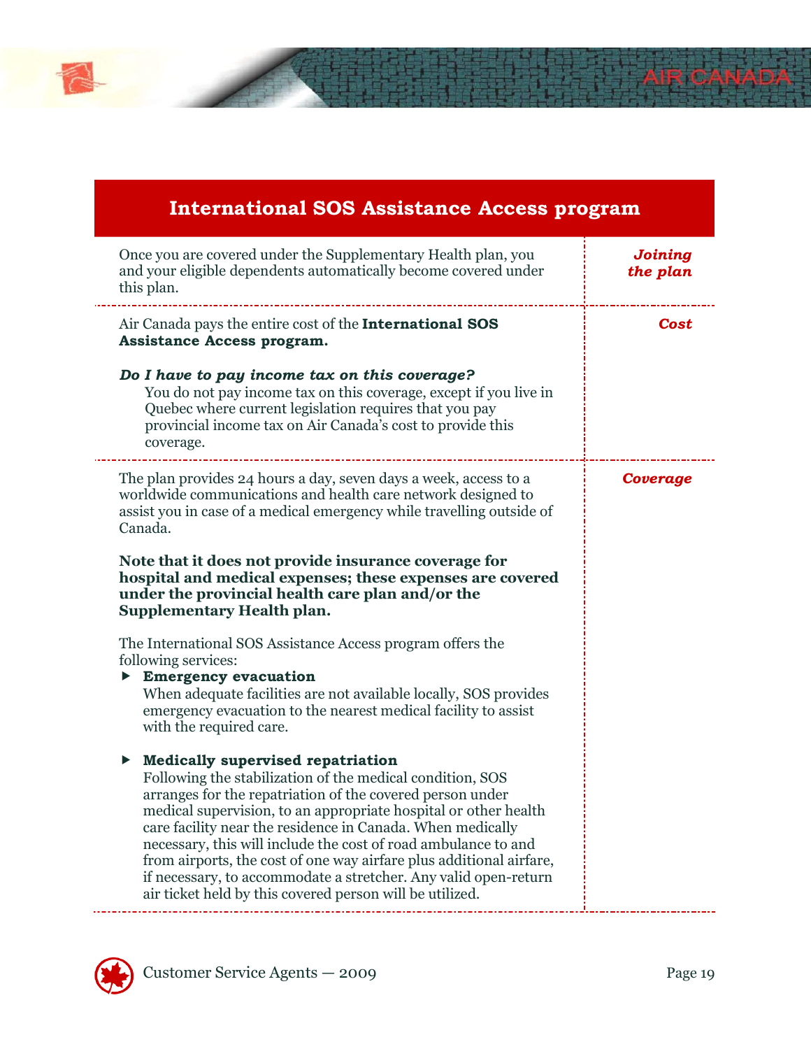## International SOS Assistance Access program

**_Joining the plan_**

Once you are covered under the Supplementary Health plan, you and your eligible dependents automatically become covered under this plan.

**_Cost_**

Air Canada pays the entire cost of the **International SOS Assistance Access program.**

***Do I have to pay income tax on this coverage?***

You do not pay income tax on this coverage, except if you live in Quebec where current legislation requires that you pay provincial income tax on Air Canada's cost to provide this coverage.

**_Coverage_**

The plan provides 24 hours a day, seven days a week, access to a worldwide communications and health care network designed to assist you in case of a medical emergency while travelling outside of Canada.

**Note that it does not provide insurance coverage for hospital and medical expenses; these expenses are covered under the provincial health care plan and/or the Supplementary Health plan.**

The International SOS Assistance Access program offers the following services:

- **Emergency evacuation**
  When adequate facilities are not available locally, SOS provides emergency evacuation to the nearest medical facility to assist with the required care.

- **Medically supervised repatriation**
  Following the stabilization of the medical condition, SOS arranges for the repatriation of the covered person under medical supervision, to an appropriate hospital or other health care facility near the residence in Canada. When medically necessary, this will include the cost of road ambulance to and from airports, the cost of one way airfare plus additional airfare, if necessary, to accommodate a stretcher. Any valid open-return air ticket held by this covered person will be utilized.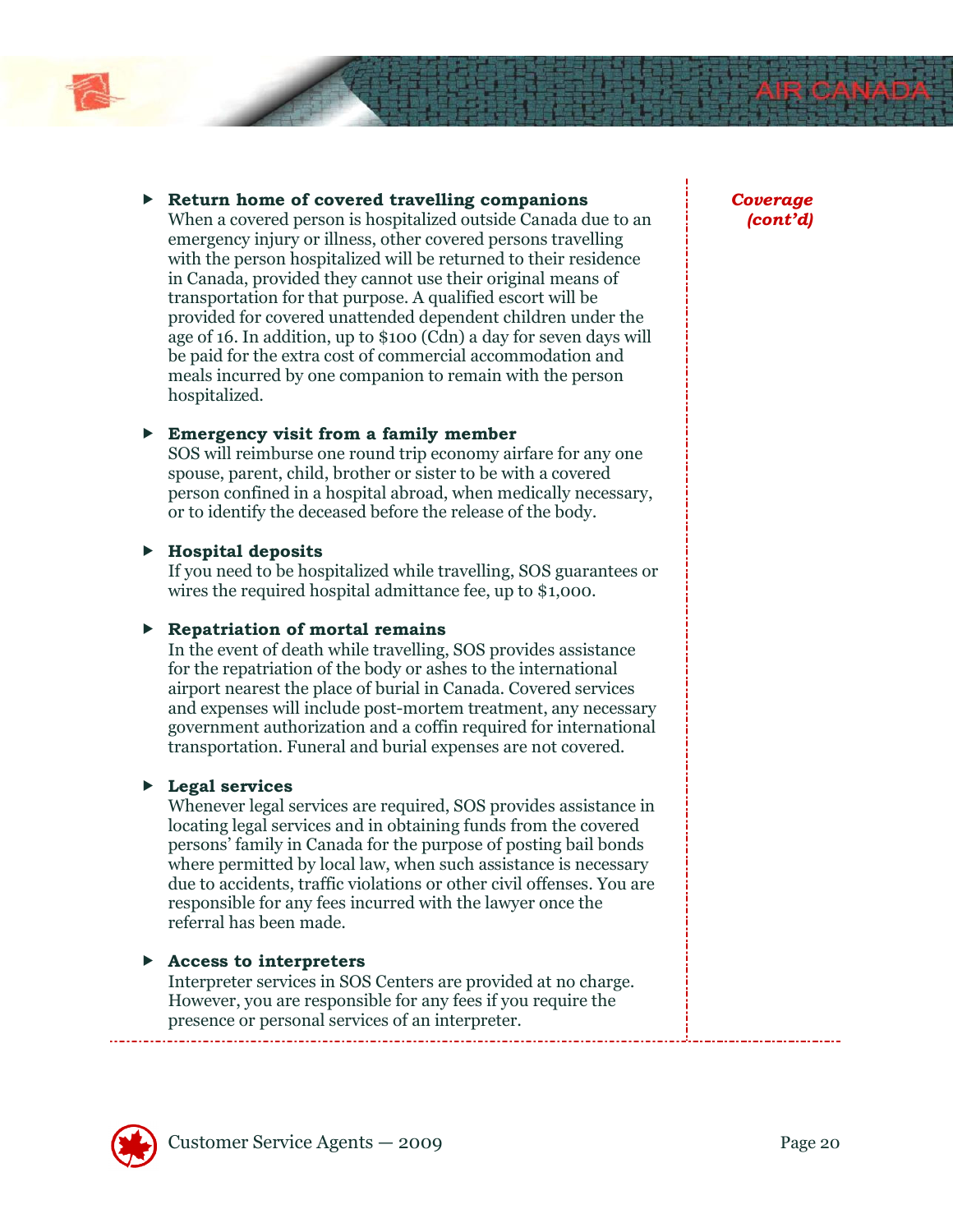*Coverage (cont'd)*

- **Return home of covered travelling companions**
  When a covered person is hospitalized outside Canada due to an emergency injury or illness, other covered persons travelling with the person hospitalized will be returned to their residence in Canada, provided they cannot use their original means of transportation for that purpose. A qualified escort will be provided for covered unattended dependent children under the age of 16. In addition, up to $100 (Cdn) a day for seven days will be paid for the extra cost of commercial accommodation and meals incurred by one companion to remain with the person hospitalized.

- **Emergency visit from a family member**
  SOS will reimburse one round trip economy airfare for any one spouse, parent, child, brother or sister to be with a covered person confined in a hospital abroad, when medically necessary, or to identify the deceased before the release of the body.

- **Hospital deposits**
  If you need to be hospitalized while travelling, SOS guarantees or wires the required hospital admittance fee, up to $1,000.

- **Repatriation of mortal remains**
  In the event of death while travelling, SOS provides assistance for the repatriation of the body or ashes to the international airport nearest the place of burial in Canada. Covered services and expenses will include post-mortem treatment, any necessary government authorization and a coffin required for international transportation. Funeral and burial expenses are not covered.

- **Legal services**
  Whenever legal services are required, SOS provides assistance in locating legal services and in obtaining funds from the covered persons' family in Canada for the purpose of posting bail bonds where permitted by local law, when such assistance is necessary due to accidents, traffic violations or other civil offenses. You are responsible for any fees incurred with the lawyer once the referral has been made.

- **Access to interpreters**
  Interpreter services in SOS Centers are provided at no charge. However, you are responsible for any fees if you require the presence or personal services of an interpreter.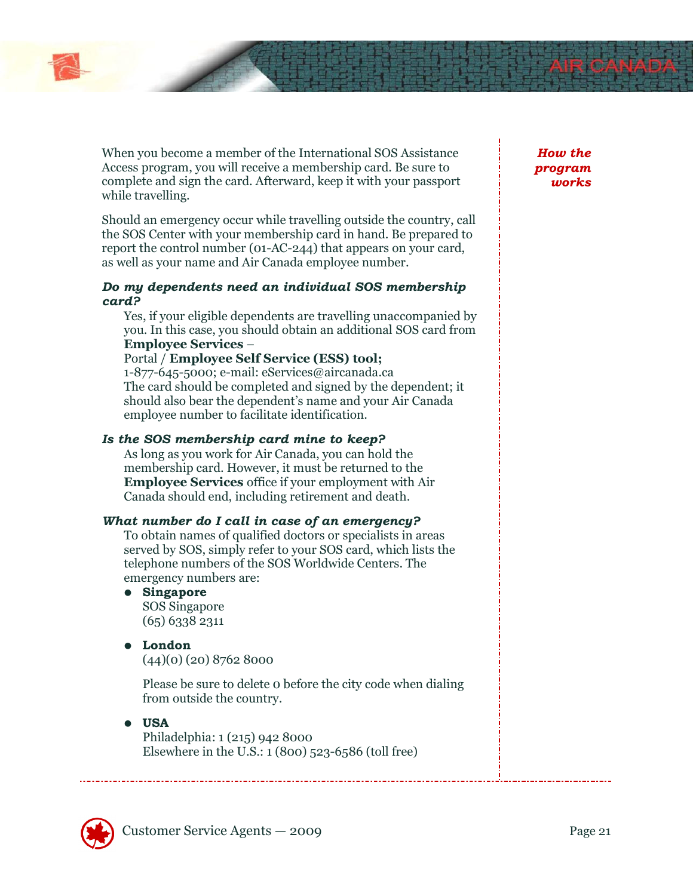## How the program works

When you become a member of the International SOS Assistance Access program, you will receive a membership card. Be sure to complete and sign the card. Afterward, keep it with your passport while travelling.

Should an emergency occur while travelling outside the country, call the SOS Center with your membership card in hand. Be prepared to report the control number (01-AC-244) that appears on your card, as well as your name and Air Canada employee number.

### *Do my dependents need an individual SOS membership card?*

Yes, if your eligible dependents are travelling unaccompanied by you. In this case, you should obtain an additional SOS card from **Employee Services** –
Portal / **Employee Self Service (ESS) tool;**
1-877-645-5000; e-mail: eServices@aircanada.ca
The card should be completed and signed by the dependent; it should also bear the dependent's name and your Air Canada employee number to facilitate identification.

### *Is the SOS membership card mine to keep?*

As long as you work for Air Canada, you can hold the membership card. However, it must be returned to the **Employee Services** office if your employment with Air Canada should end, including retirement and death.

### *What number do I call in case of an emergency?*

To obtain names of qualified doctors or specialists in areas served by SOS, simply refer to your SOS card, which lists the telephone numbers of the SOS Worldwide Centers. The emergency numbers are:

- **Singapore**
  SOS Singapore
  (65) 6338 2311

- **London**
  (44)(0) (20) 8762 8000

  Please be sure to delete 0 before the city code when dialing from outside the country.

- **USA**
  Philadelphia: 1 (215) 942 8000
  Elsewhere in the U.S.: 1 (800) 523-6586 (toll free)